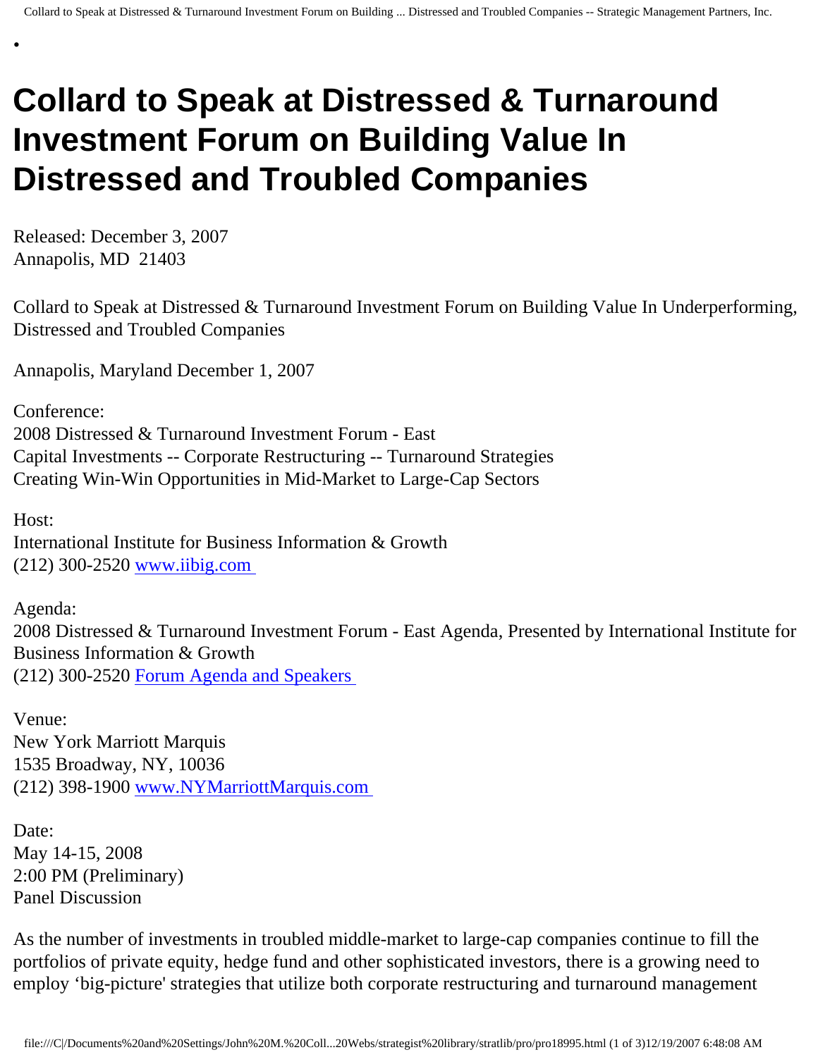# Collard to Speak at Distressed & Turnaround Investment Forum on Building Value In Distressed and Troubled Companies

Released: December 3, 2007
Annapolis, MD 21403

Collard to Speak at Distressed & Turnaround Investment Forum on Building Value In Underperforming, Distressed and Troubled Companies

Annapolis, Maryland December 1, 2007

Conference:
2008 Distressed & Turnaround Investment Forum - East
Capital Investments -- Corporate Restructuring -- Turnaround Strategies
Creating Win-Win Opportunities in Mid-Market to Large-Cap Sectors

Host:
International Institute for Business Information & Growth
(212) 300-2520 [www.iibig.com](www.iibig.com)

Agenda:
2008 Distressed & Turnaround Investment Forum - East Agenda, Presented by International Institute for Business Information & Growth
(212) 300-2520 Forum Agenda and Speakers

Venue:
New York Marriott Marquis
1535 Broadway, NY, 10036
(212) 398-1900 [www.NYMarriottMarquis.com](www.NYMarriottMarquis.com)

Date:
May 14-15, 2008
2:00 PM (Preliminary)
Panel Discussion

As the number of investments in troubled middle-market to large-cap companies continue to fill the portfolios of private equity, hedge fund and other sophisticated investors, there is a growing need to employ 'big-picture' strategies that utilize both corporate restructuring and turnaround management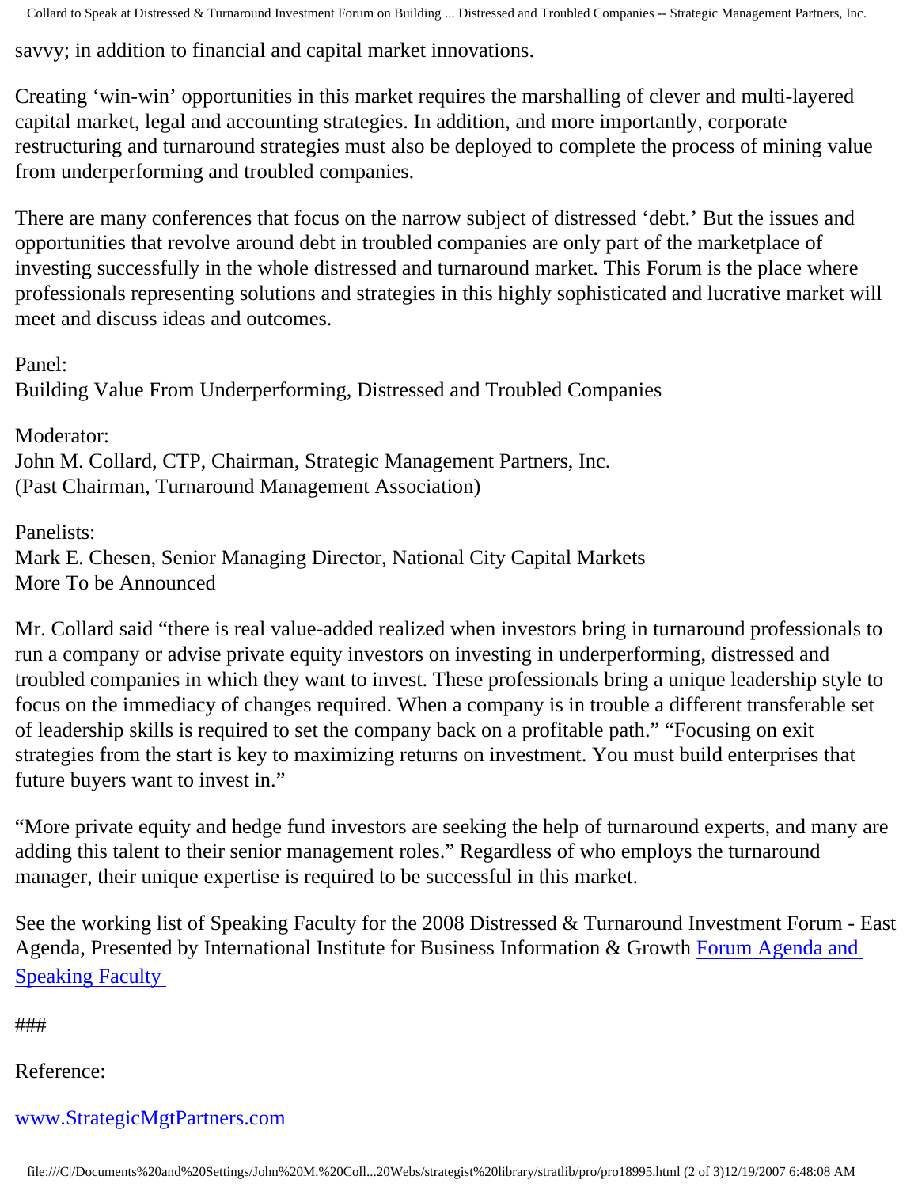savvy; in addition to financial and capital market innovations.

Creating 'win-win' opportunities in this market requires the marshalling of clever and multi-layered capital market, legal and accounting strategies. In addition, and more importantly, corporate restructuring and turnaround strategies must also be deployed to complete the process of mining value from underperforming and troubled companies.

There are many conferences that focus on the narrow subject of distressed 'debt.' But the issues and opportunities that revolve around debt in troubled companies are only part of the marketplace of investing successfully in the whole distressed and turnaround market. This Forum is the place where professionals representing solutions and strategies in this highly sophisticated and lucrative market will meet and discuss ideas and outcomes.

Panel:
Building Value From Underperforming, Distressed and Troubled Companies

Moderator:
John M. Collard, CTP, Chairman, Strategic Management Partners, Inc.
(Past Chairman, Turnaround Management Association)

Panelists:
Mark E. Chesen, Senior Managing Director, National City Capital Markets
More To be Announced

Mr. Collard said "there is real value-added realized when investors bring in turnaround professionals to run a company or advise private equity investors on investing in underperforming, distressed and troubled companies in which they want to invest. These professionals bring a unique leadership style to focus on the immediacy of changes required. When a company is in trouble a different transferable set of leadership skills is required to set the company back on a profitable path." "Focusing on exit strategies from the start is key to maximizing returns on investment. You must build enterprises that future buyers want to invest in."

"More private equity and hedge fund investors are seeking the help of turnaround experts, and many are adding this talent to their senior management roles." Regardless of who employs the turnaround manager, their unique expertise is required to be successful in this market.

See the working list of Speaking Faculty for the 2008 Distressed & Turnaround Investment Forum - East Agenda, Presented by International Institute for Business Information & Growth [Forum Agenda and Speaking Faculty]

###

Reference:

[www.StrategicMgtPartners.com]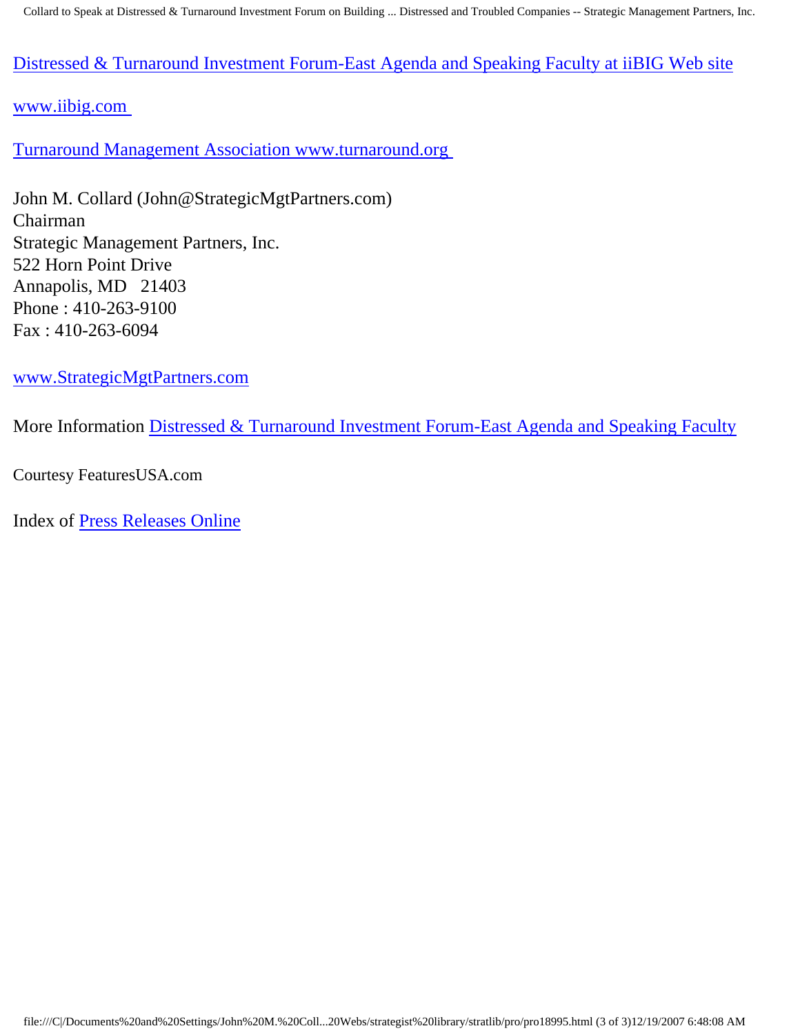Distressed & Turnaround Investment Forum-East Agenda and Speaking Faculty at iiBIG Web site

www.iibig.com

Turnaround Management Association www.turnaround.org

John M. Collard (John@StrategicMgtPartners.com)
Chairman
Strategic Management Partners, Inc.
522 Horn Point Drive
Annapolis, MD 21403
Phone : 410-263-9100
Fax : 410-263-6094

www.StrategicMgtPartners.com

More Information Distressed & Turnaround Investment Forum-East Agenda and Speaking Faculty

Courtesy FeaturesUSA.com

Index of Press Releases Online